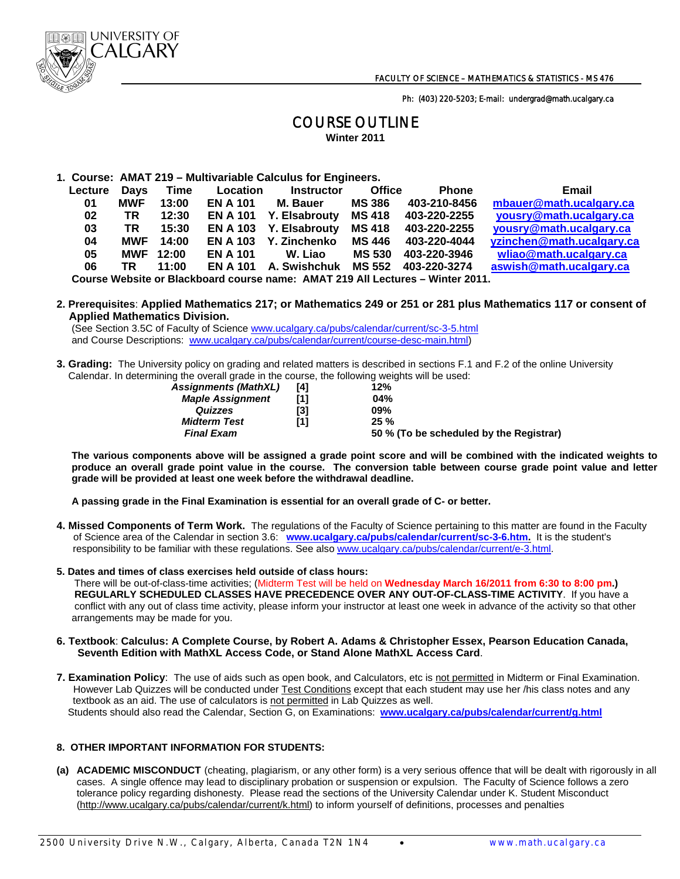UNIVERSITY OF CALGARY

FACULTY OF SCIENCE – MATHEMATICS & STATISTICS - MS 476

Ph: (403) 220-5203; E-mail: undergrad@math.ucalgary.ca

# COURSE OUTLINE

**Winter 2011**

**1. Course: AMAT 219 – Multivariable Calculus for Engineers.**

| Lecture | Days | Time | Location | Instructor | Office | Phone | Email |
|---|---|---|---|---|---|---|---|
| 01 | MWF | 13:00 | EN A 101 | M. Bauer | MS 386 | 403-210-8456 | mbauer@math.ucalgary.ca |
| 02 | TR | 12:30 | EN A 101 | Y. Elsabrouty | MS 418 | 403-220-2255 | yousry@math.ucalgary.ca |
| 03 | TR | 15:30 | EN A 103 | Y. Elsabrouty | MS 418 | 403-220-2255 | yousry@math.ucalgary.ca |
| 04 | MWF | 14:00 | EN A 103 | Y. Zinchenko | MS 446 | 403-220-4044 | yzinchen@math.ucalgary.ca |
| 05 | MWF | 12:00 | EN A 101 | W. Liao | MS 530 | 403-220-3946 | wliao@math.ucalgary.ca |
| 06 | TR | 11:00 | EN A 101 | A. Swishchuk | MS 552 | 403-220-3274 | aswish@math.ucalgary.ca |

**Course Website or Blackboard course name: AMAT 219 All Lectures – Winter 2011.**

**2. Prerequisites**: **Applied Mathematics 217; or Mathematics 249 or 251 or 281 plus Mathematics 117 or consent of Applied Mathematics Division.**
(See Section 3.5C of Faculty of Science www.ucalgary.ca/pubs/calendar/current/sc-3-5.html and Course Descriptions: www.ucalgary.ca/pubs/calendar/current/course-desc-main.html)

**3. Grading:** The University policy on grading and related matters is described in sections F.1 and F.2 of the online University Calendar. In determining the overall grade in the course, the following weights will be used:

| | | |
|---|---|---|
| ***Assignments (MathXL)*** | **[4]** | **12%** |
| ***Maple Assignment*** | **[1]** | **04%** |
| ***Quizzes*** | **[3]** | **09%** |
| ***Midterm Test*** | **[1]** | **25 %** |
| ***Final Exam*** | | **50 % (To be scheduled by the Registrar)** |

**The various components above will be assigned a grade point score and will be combined with the indicated weights to produce an overall grade point value in the course. The conversion table between course grade point value and letter grade will be provided at least one week before the withdrawal deadline.**

**A passing grade in the Final Examination is essential for an overall grade of C- or better.**

**4. Missed Components of Term Work.** The regulations of the Faculty of Science pertaining to this matter are found in the Faculty of Science area of the Calendar in section 3.6: **www.ucalgary.ca/pubs/calendar/current/sc-3-6.htm.** It is the student's responsibility to be familiar with these regulations. See also www.ucalgary.ca/pubs/calendar/current/e-3.html.

**5. Dates and times of class exercises held outside of class hours:**
There will be out-of-class-time activities; (Midterm Test will be held on **Wednesday March 16/2011 from 6:30 to 8:00 pm.)** **REGULARLY SCHEDULED CLASSES HAVE PRECEDENCE OVER ANY OUT-OF-CLASS-TIME ACTIVITY**. If you have a conflict with any out of class time activity, please inform your instructor at least one week in advance of the activity so that other arrangements may be made for you.

**6. Textbook**: **Calculus: A Complete Course, by Robert A. Adams & Christopher Essex, Pearson Education Canada, Seventh Edition with MathXL Access Code, or Stand Alone MathXL Access Card**.

**7. Examination Policy**: The use of aids such as open book, and Calculators, etc is not permitted in Midterm or Final Examination. However Lab Quizzes will be conducted under Test Conditions except that each student may use her /his class notes and any textbook as an aid. The use of calculators is not permitted in Lab Quizzes as well.
Students should also read the Calendar, Section G, on Examinations: **www.ucalgary.ca/pubs/calendar/current/g.html**

**8. OTHER IMPORTANT INFORMATION FOR STUDENTS:**

**(a) ACADEMIC MISCONDUCT** (cheating, plagiarism, or any other form) is a very serious offence that will be dealt with rigorously in all cases. A single offence may lead to disciplinary probation or suspension or expulsion. The Faculty of Science follows a zero tolerance policy regarding dishonesty. Please read the sections of the University Calendar under K. Student Misconduct (http://www.ucalgary.ca/pubs/calendar/current/k.html) to inform yourself of definitions, processes and penalties

2500 University Drive N.W., Calgary, Alberta, Canada T2N 1N4 • www.math.ucalgary.ca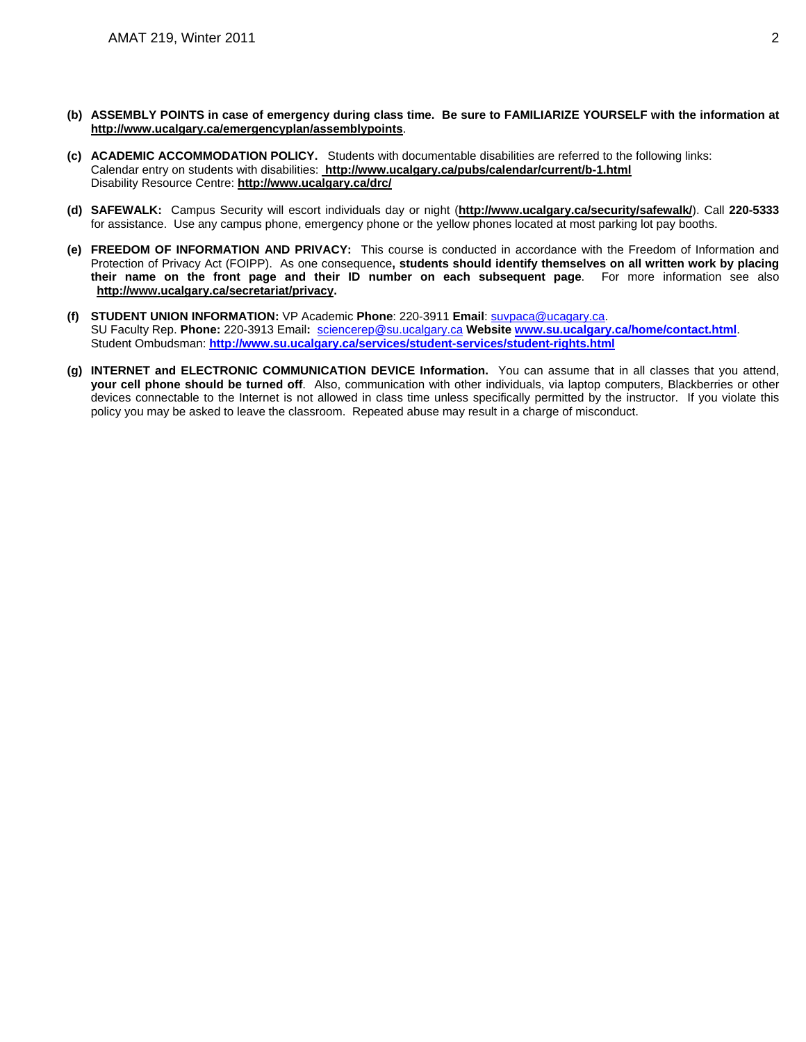**(b) ASSEMBLY POINTS in case of emergency during class time. Be sure to FAMILIARIZE YOURSELF with the information at http://www.ucalgary.ca/emergencyplan/assemblypoints**.

**(c) ACADEMIC ACCOMMODATION POLICY.** Students with documentable disabilities are referred to the following links:
Calendar entry on students with disabilities: **http://www.ucalgary.ca/pubs/calendar/current/b-1.html**
Disability Resource Centre: **http://www.ucalgary.ca/drc/**

**(d) SAFEWALK:** Campus Security will escort individuals day or night (**http://www.ucalgary.ca/security/safewalk/**). Call **220-5333** for assistance. Use any campus phone, emergency phone or the yellow phones located at most parking lot pay booths.

**(e) FREEDOM OF INFORMATION AND PRIVACY:** This course is conducted in accordance with the Freedom of Information and Protection of Privacy Act (FOIPP). As one consequence**, students should identify themselves on all written work by placing their name on the front page and their ID number on each subsequent page**. For more information see also **http://www.ucalgary.ca/secretariat/privacy.**

**(f) STUDENT UNION INFORMATION:** VP Academic **Phone**: 220-3911 **Email**: suvpaca@ucagary.ca.
SU Faculty Rep. **Phone:** 220-3913 Email**:** sciencerep@su.ucalgary.ca **Website www.su.ucalgary.ca/home/contact.html**.
Student Ombudsman: **http://www.su.ucalgary.ca/services/student-services/student-rights.html**

**(g) INTERNET and ELECTRONIC COMMUNICATION DEVICE Information.** You can assume that in all classes that you attend, **your cell phone should be turned off**. Also, communication with other individuals, via laptop computers, Blackberries or other devices connectable to the Internet is not allowed in class time unless specifically permitted by the instructor. If you violate this policy you may be asked to leave the classroom. Repeated abuse may result in a charge of misconduct.